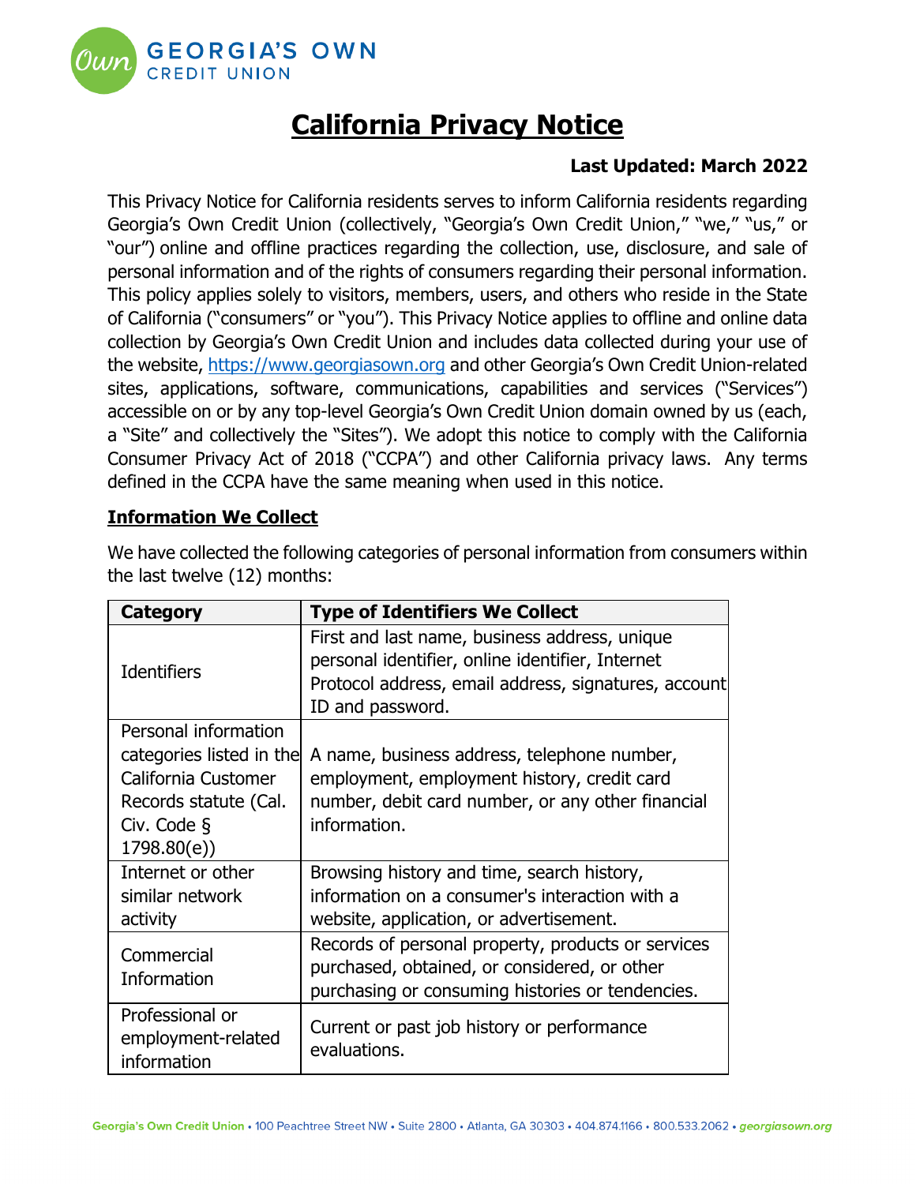# California Privacy Notice

**Last Updated: March 2022**

This Privacy Notice for California residents serves to inform California residents regarding Georgia's Own Credit Union (collectively, "Georgia's Own Credit Union," "we," "us," or "our") online and offline practices regarding the collection, use, disclosure, and sale of personal information and of the rights of consumers regarding their personal information. This policy applies solely to visitors, members, users, and others who reside in the State of California ("consumers" or "you"). This Privacy Notice applies to offline and online data collection by Georgia's Own Credit Union and includes data collected during your use of the website, https://www.georgiasown.org and other Georgia's Own Credit Union-related sites, applications, software, communications, capabilities and services ("Services") accessible on or by any top-level Georgia's Own Credit Union domain owned by us (each, a "Site" and collectively the "Sites"). We adopt this notice to comply with the California Consumer Privacy Act of 2018 ("CCPA") and other California privacy laws. Any terms defined in the CCPA have the same meaning when used in this notice.

## Information We Collect

We have collected the following categories of personal information from consumers within the last twelve (12) months:

| Category | Type of Identifiers We Collect |
|---|---|
| Identifiers | First and last name, business address, unique personal identifier, online identifier, Internet Protocol address, email address, signatures, account ID and password. |
| Personal information categories listed in the California Customer Records statute (Cal. Civ. Code § 1798.80(e)) | A name, business address, telephone number, employment, employment history, credit card number, debit card number, or any other financial information. |
| Internet or other similar network activity | Browsing history and time, search history, information on a consumer's interaction with a website, application, or advertisement. |
| Commercial Information | Records of personal property, products or services purchased, obtained, or considered, or other purchasing or consuming histories or tendencies. |
| Professional or employment-related information | Current or past job history or performance evaluations. |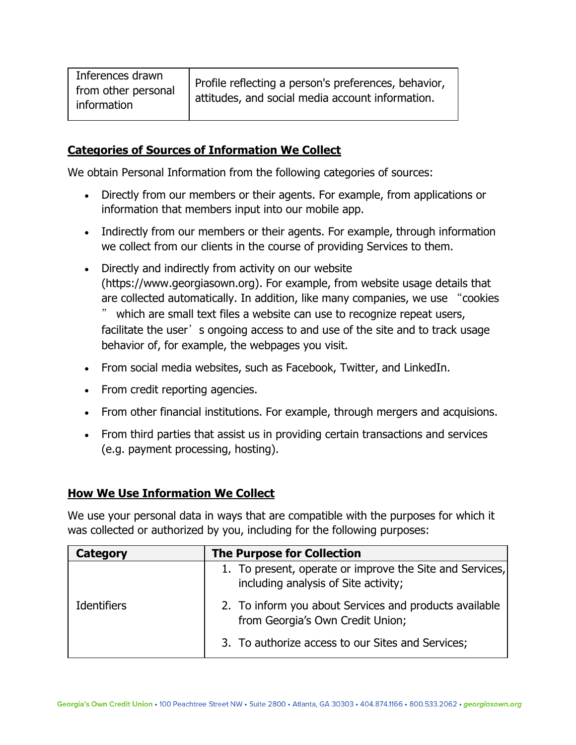| Inferences drawn from other personal information | Profile reflecting a person's preferences, behavior, attitudes, and social media account information. |
|---|---|

**Categories of Sources of Information We Collect**

We obtain Personal Information from the following categories of sources:

- Directly from our members or their agents. For example, from applications or information that members input into our mobile app.
- Indirectly from our members or their agents. For example, through information we collect from our clients in the course of providing Services to them.
- Directly and indirectly from activity on our website (https://www.georgiasown.org). For example, from website usage details that are collected automatically. In addition, like many companies, we use "cookies" which are small text files a website can use to recognize repeat users, facilitate the user's ongoing access to and use of the site and to track usage behavior of, for example, the webpages you visit.
- From social media websites, such as Facebook, Twitter, and LinkedIn.
- From credit reporting agencies.
- From other financial institutions. For example, through mergers and acquisions.
- From third parties that assist us in providing certain transactions and services (e.g. payment processing, hosting).

**How We Use Information We Collect**

We use your personal data in ways that are compatible with the purposes for which it was collected or authorized by you, including for the following purposes:

| Category | The Purpose for Collection |
|---|---|
| Identifiers | 1. To present, operate or improve the Site and Services, including analysis of Site activity;<br>2. To inform you about Services and products available from Georgia's Own Credit Union;<br>3. To authorize access to our Sites and Services; |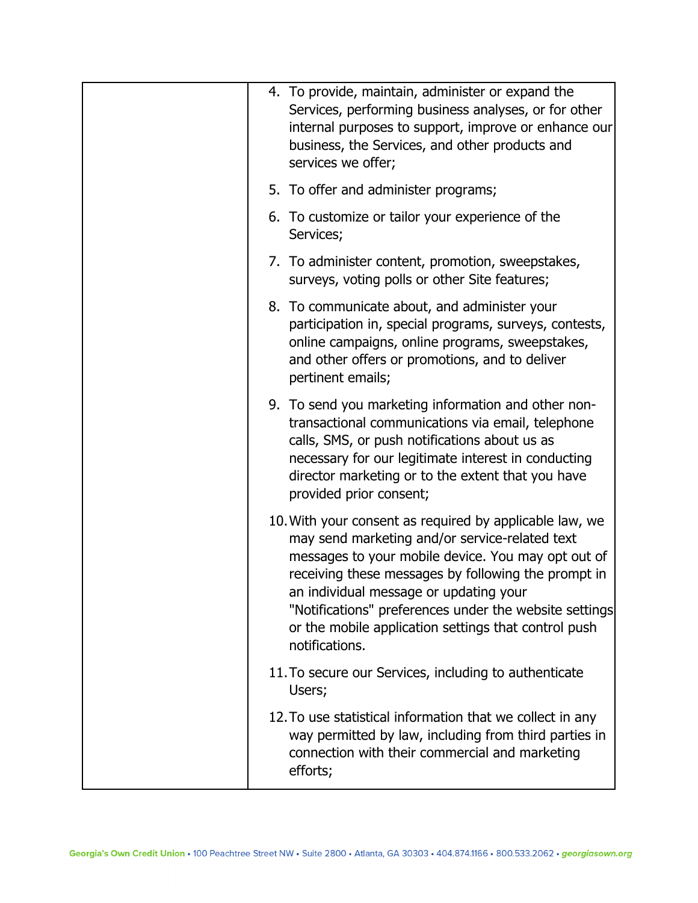| | |
|---|---|
| | 4. To provide, maintain, administer or expand the Services, performing business analyses, or for other internal purposes to support, improve or enhance our business, the Services, and other products and services we offer;<br><br>5. To offer and administer programs;<br><br>6. To customize or tailor your experience of the Services;<br><br>7. To administer content, promotion, sweepstakes, surveys, voting polls or other Site features;<br><br>8. To communicate about, and administer your participation in, special programs, surveys, contests, online campaigns, online programs, sweepstakes, and other offers or promotions, and to deliver pertinent emails;<br><br>9. To send you marketing information and other non-transactional communications via email, telephone calls, SMS, or push notifications about us as necessary for our legitimate interest in conducting director marketing or to the extent that you have provided prior consent;<br><br>10. With your consent as required by applicable law, we may send marketing and/or service-related text messages to your mobile device. You may opt out of receiving these messages by following the prompt in an individual message or updating your "Notifications" preferences under the website settings or the mobile application settings that control push notifications.<br><br>11. To secure our Services, including to authenticate Users;<br><br>12. To use statistical information that we collect in any way permitted by law, including from third parties in connection with their commercial and marketing efforts; |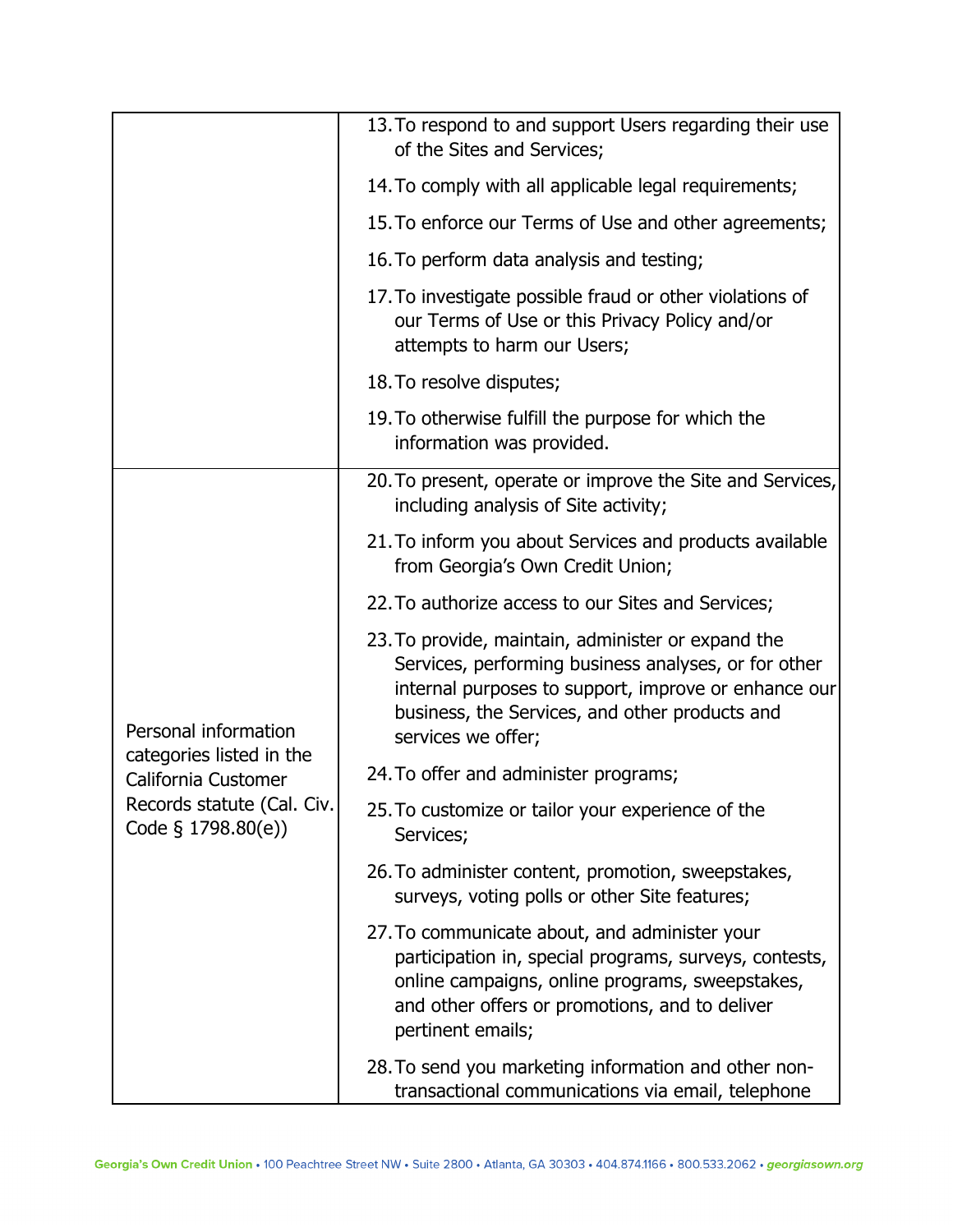| | |
|---|---|
| | 13. To respond to and support Users regarding their use of the Sites and Services;<br>14. To comply with all applicable legal requirements;<br>15. To enforce our Terms of Use and other agreements;<br>16. To perform data analysis and testing;<br>17. To investigate possible fraud or other violations of our Terms of Use or this Privacy Policy and/or attempts to harm our Users;<br>18. To resolve disputes;<br>19. To otherwise fulfill the purpose for which the information was provided. |
| Personal information categories listed in the California Customer Records statute (Cal. Civ. Code § 1798.80(e)) | 20. To present, operate or improve the Site and Services, including analysis of Site activity;<br>21. To inform you about Services and products available from Georgia's Own Credit Union;<br>22. To authorize access to our Sites and Services;<br>23. To provide, maintain, administer or expand the Services, performing business analyses, or for other internal purposes to support, improve or enhance our business, the Services, and other products and services we offer;<br>24. To offer and administer programs;<br>25. To customize or tailor your experience of the Services;<br>26. To administer content, promotion, sweepstakes, surveys, voting polls or other Site features;<br>27. To communicate about, and administer your participation in, special programs, surveys, contests, online campaigns, online programs, sweepstakes, and other offers or promotions, and to deliver pertinent emails;<br>28. To send you marketing information and other non-transactional communications via email, telephone |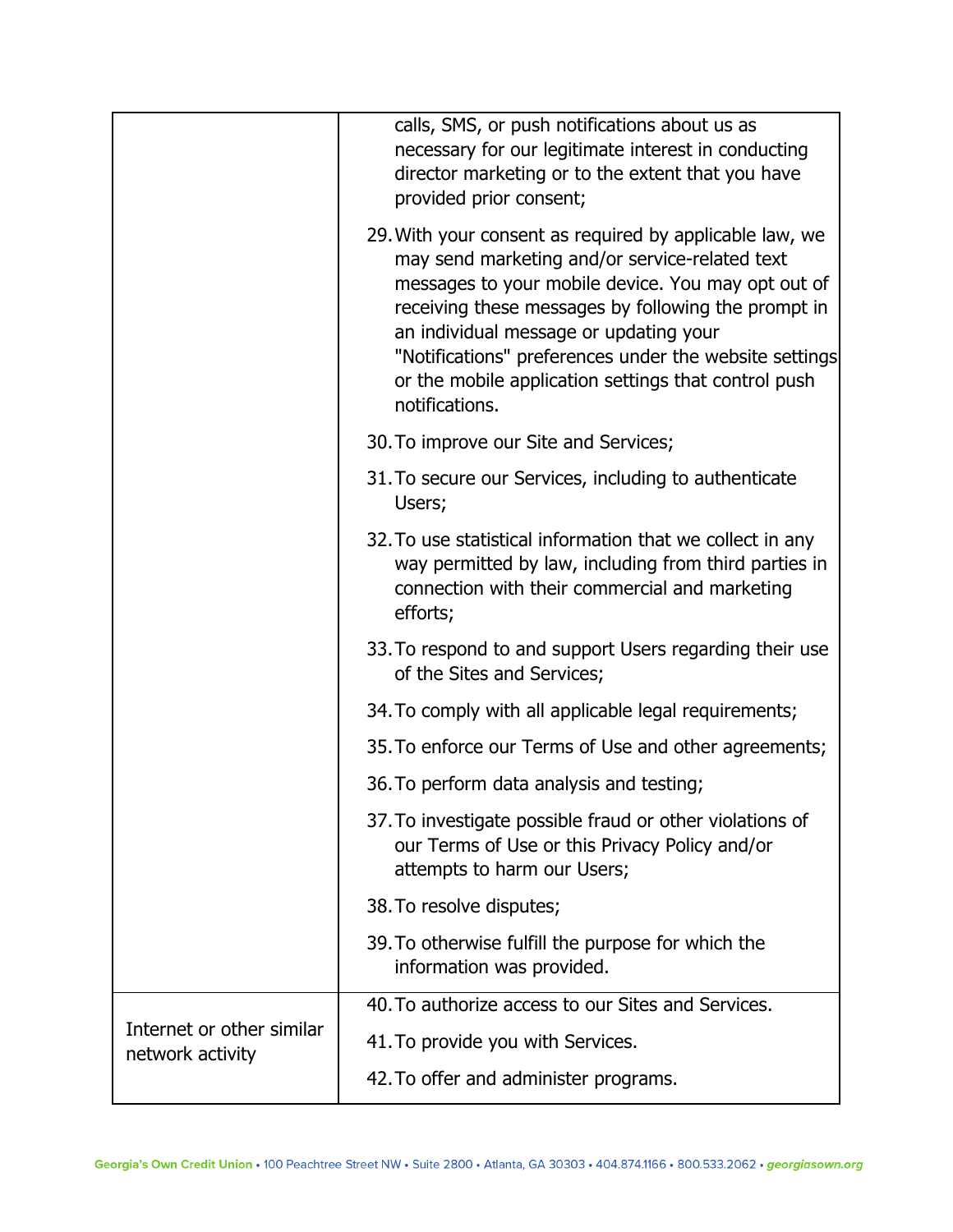| | |
|---|---|
| | calls, SMS, or push notifications about us as necessary for our legitimate interest in conducting director marketing or to the extent that you have provided prior consent;<br><br>29. With your consent as required by applicable law, we may send marketing and/or service-related text messages to your mobile device. You may opt out of receiving these messages by following the prompt in an individual message or updating your "Notifications" preferences under the website settings or the mobile application settings that control push notifications.<br><br>30. To improve our Site and Services;<br><br>31. To secure our Services, including to authenticate Users;<br><br>32. To use statistical information that we collect in any way permitted by law, including from third parties in connection with their commercial and marketing efforts;<br><br>33. To respond to and support Users regarding their use of the Sites and Services;<br><br>34. To comply with all applicable legal requirements;<br><br>35. To enforce our Terms of Use and other agreements;<br><br>36. To perform data analysis and testing;<br><br>37. To investigate possible fraud or other violations of our Terms of Use or this Privacy Policy and/or attempts to harm our Users;<br><br>38. To resolve disputes;<br><br>39. To otherwise fulfill the purpose for which the information was provided. |
| Internet or other similar network activity | 40. To authorize access to our Sites and Services.<br><br>41. To provide you with Services.<br><br>42. To offer and administer programs. |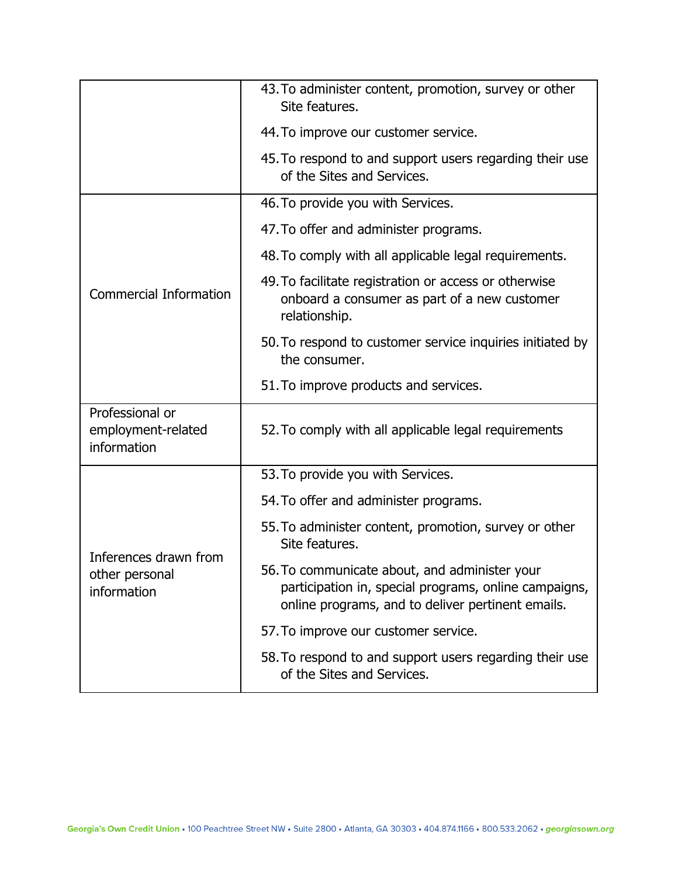| | |
|---|---|
| | 43. To administer content, promotion, survey or other Site features.<br>44. To improve our customer service.<br>45. To respond to and support users regarding their use of the Sites and Services. |
| Commercial Information | 46. To provide you with Services.<br>47. To offer and administer programs.<br>48. To comply with all applicable legal requirements.<br>49. To facilitate registration or access or otherwise onboard a consumer as part of a new customer relationship.<br>50. To respond to customer service inquiries initiated by the consumer.<br>51. To improve products and services. |
| Professional or employment-related information | 52. To comply with all applicable legal requirements |
| Inferences drawn from other personal information | 53. To provide you with Services.<br>54. To offer and administer programs.<br>55. To administer content, promotion, survey or other Site features.<br>56. To communicate about, and administer your participation in, special programs, online campaigns, online programs, and to deliver pertinent emails.<br>57. To improve our customer service.<br>58. To respond to and support users regarding their use of the Sites and Services. |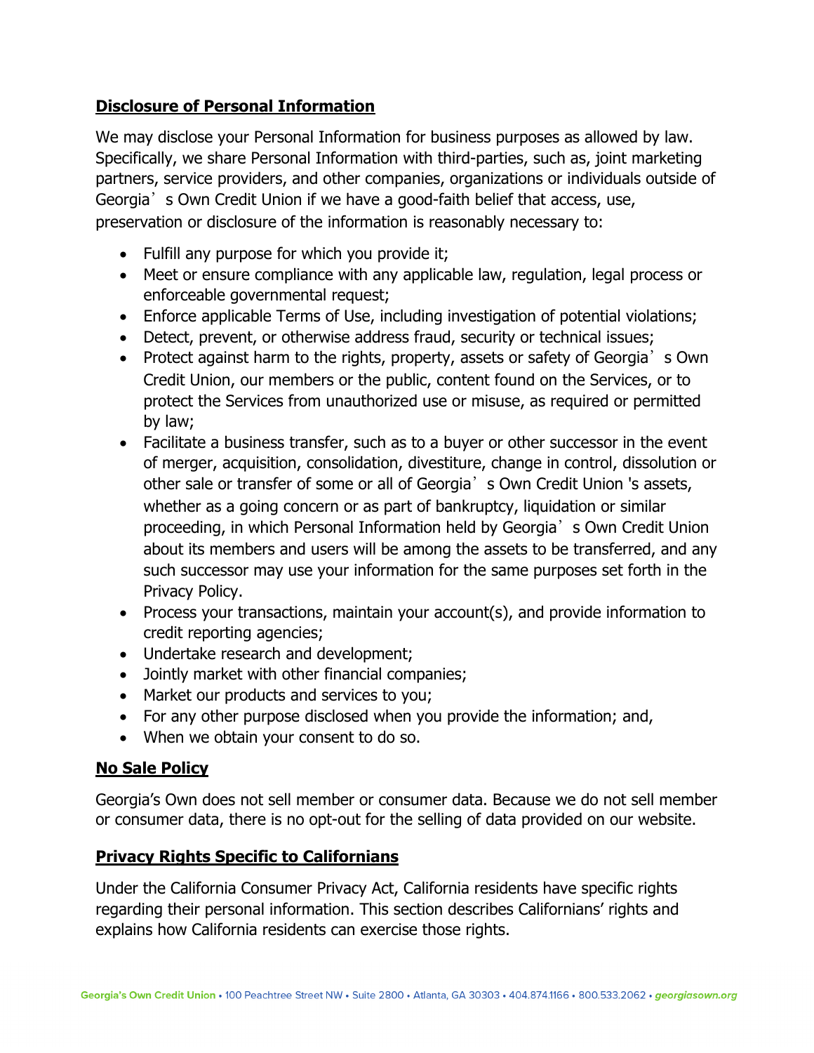## Disclosure of Personal Information

We may disclose your Personal Information for business purposes as allowed by law. Specifically, we share Personal Information with third-parties, such as, joint marketing partners, service providers, and other companies, organizations or individuals outside of Georgia's Own Credit Union if we have a good-faith belief that access, use, preservation or disclosure of the information is reasonably necessary to:

- Fulfill any purpose for which you provide it;
- Meet or ensure compliance with any applicable law, regulation, legal process or enforceable governmental request;
- Enforce applicable Terms of Use, including investigation of potential violations;
- Detect, prevent, or otherwise address fraud, security or technical issues;
- Protect against harm to the rights, property, assets or safety of Georgia's Own Credit Union, our members or the public, content found on the Services, or to protect the Services from unauthorized use or misuse, as required or permitted by law;
- Facilitate a business transfer, such as to a buyer or other successor in the event of merger, acquisition, consolidation, divestiture, change in control, dissolution or other sale or transfer of some or all of Georgia's Own Credit Union 's assets, whether as a going concern or as part of bankruptcy, liquidation or similar proceeding, in which Personal Information held by Georgia's Own Credit Union about its members and users will be among the assets to be transferred, and any such successor may use your information for the same purposes set forth in the Privacy Policy.
- Process your transactions, maintain your account(s), and provide information to credit reporting agencies;
- Undertake research and development;
- Jointly market with other financial companies;
- Market our products and services to you;
- For any other purpose disclosed when you provide the information; and,
- When we obtain your consent to do so.

## No Sale Policy

Georgia's Own does not sell member or consumer data. Because we do not sell member or consumer data, there is no opt-out for the selling of data provided on our website.

## Privacy Rights Specific to Californians

Under the California Consumer Privacy Act, California residents have specific rights regarding their personal information. This section describes Californians' rights and explains how California residents can exercise those rights.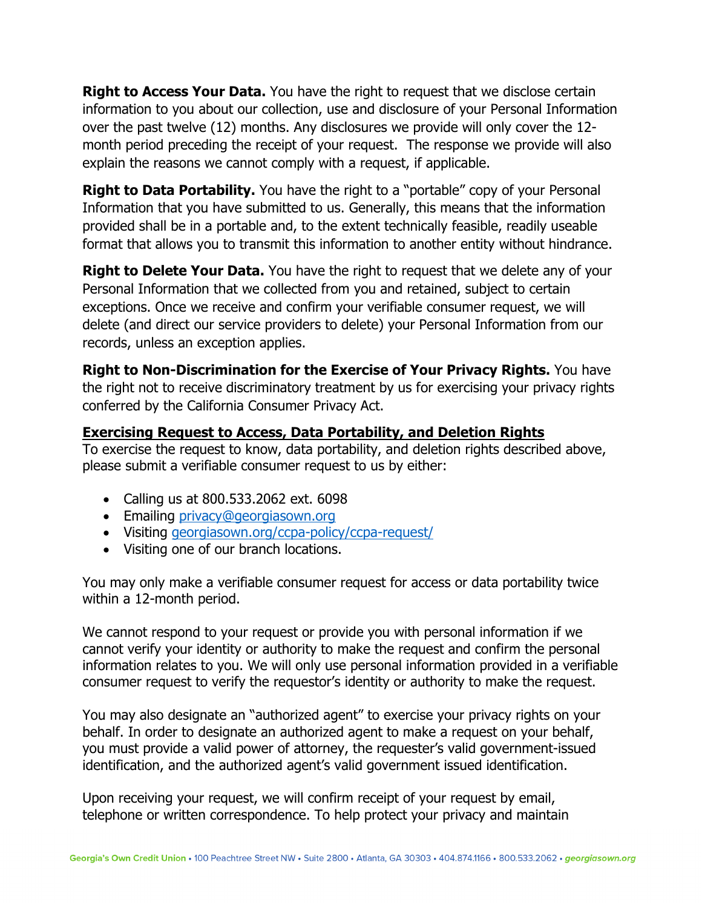**Right to Access Your Data.** You have the right to request that we disclose certain information to you about our collection, use and disclosure of your Personal Information over the past twelve (12) months. Any disclosures we provide will only cover the 12-month period preceding the receipt of your request. The response we provide will also explain the reasons we cannot comply with a request, if applicable.

**Right to Data Portability.** You have the right to a "portable" copy of your Personal Information that you have submitted to us. Generally, this means that the information provided shall be in a portable and, to the extent technically feasible, readily useable format that allows you to transmit this information to another entity without hindrance.

**Right to Delete Your Data.** You have the right to request that we delete any of your Personal Information that we collected from you and retained, subject to certain exceptions. Once we receive and confirm your verifiable consumer request, we will delete (and direct our service providers to delete) your Personal Information from our records, unless an exception applies.

**Right to Non-Discrimination for the Exercise of Your Privacy Rights.** You have the right not to receive discriminatory treatment by us for exercising your privacy rights conferred by the California Consumer Privacy Act.

**Exercising Request to Access, Data Portability, and Deletion Rights**

To exercise the request to know, data portability, and deletion rights described above, please submit a verifiable consumer request to us by either:

- Calling us at 800.533.2062 ext. 6098
- Emailing privacy@georgiasown.org
- Visiting georgiasown.org/ccpa-policy/ccpa-request/
- Visiting one of our branch locations.

You may only make a verifiable consumer request for access or data portability twice within a 12-month period.

We cannot respond to your request or provide you with personal information if we cannot verify your identity or authority to make the request and confirm the personal information relates to you. We will only use personal information provided in a verifiable consumer request to verify the requestor's identity or authority to make the request.

You may also designate an "authorized agent" to exercise your privacy rights on your behalf. In order to designate an authorized agent to make a request on your behalf, you must provide a valid power of attorney, the requester's valid government-issued identification, and the authorized agent's valid government issued identification.

Upon receiving your request, we will confirm receipt of your request by email, telephone or written correspondence. To help protect your privacy and maintain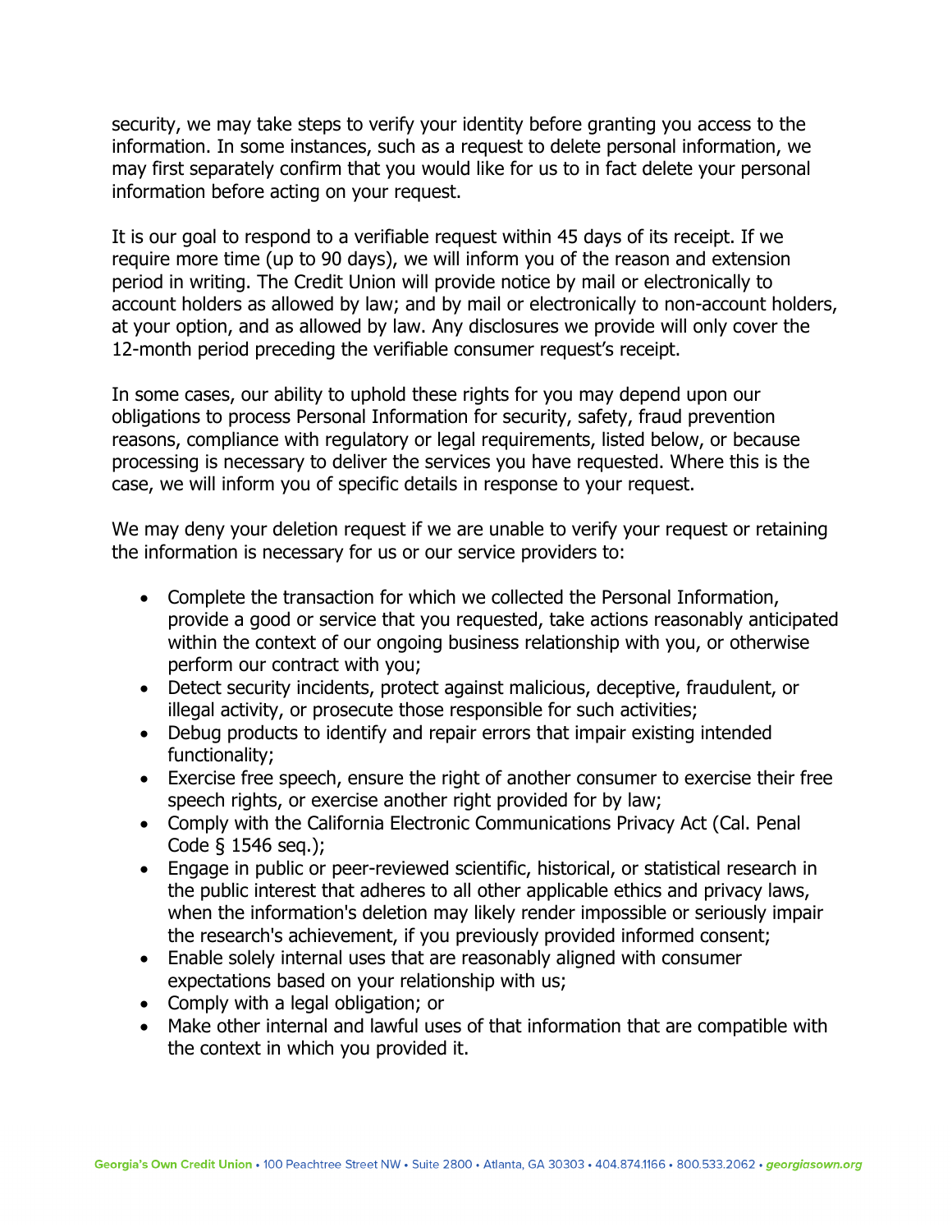security, we may take steps to verify your identity before granting you access to the information. In some instances, such as a request to delete personal information, we may first separately confirm that you would like for us to in fact delete your personal information before acting on your request.

It is our goal to respond to a verifiable request within 45 days of its receipt. If we require more time (up to 90 days), we will inform you of the reason and extension period in writing. The Credit Union will provide notice by mail or electronically to account holders as allowed by law; and by mail or electronically to non-account holders, at your option, and as allowed by law. Any disclosures we provide will only cover the 12-month period preceding the verifiable consumer request's receipt.

In some cases, our ability to uphold these rights for you may depend upon our obligations to process Personal Information for security, safety, fraud prevention reasons, compliance with regulatory or legal requirements, listed below, or because processing is necessary to deliver the services you have requested. Where this is the case, we will inform you of specific details in response to your request.

We may deny your deletion request if we are unable to verify your request or retaining the information is necessary for us or our service providers to:

- Complete the transaction for which we collected the Personal Information, provide a good or service that you requested, take actions reasonably anticipated within the context of our ongoing business relationship with you, or otherwise perform our contract with you;
- Detect security incidents, protect against malicious, deceptive, fraudulent, or illegal activity, or prosecute those responsible for such activities;
- Debug products to identify and repair errors that impair existing intended functionality;
- Exercise free speech, ensure the right of another consumer to exercise their free speech rights, or exercise another right provided for by law;
- Comply with the California Electronic Communications Privacy Act (Cal. Penal Code § 1546 seq.);
- Engage in public or peer-reviewed scientific, historical, or statistical research in the public interest that adheres to all other applicable ethics and privacy laws, when the information's deletion may likely render impossible or seriously impair the research's achievement, if you previously provided informed consent;
- Enable solely internal uses that are reasonably aligned with consumer expectations based on your relationship with us;
- Comply with a legal obligation; or
- Make other internal and lawful uses of that information that are compatible with the context in which you provided it.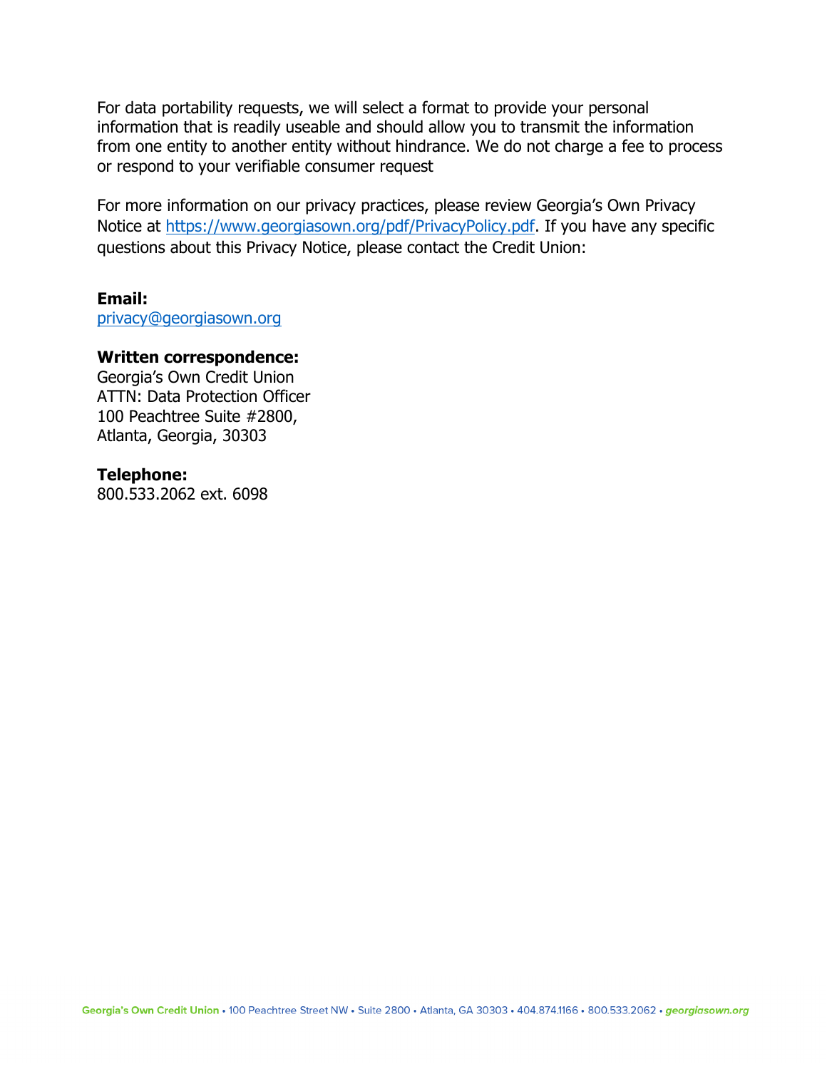For data portability requests, we will select a format to provide your personal information that is readily useable and should allow you to transmit the information from one entity to another entity without hindrance. We do not charge a fee to process or respond to your verifiable consumer request

For more information on our privacy practices, please review Georgia's Own Privacy Notice at https://www.georgiasown.org/pdf/PrivacyPolicy.pdf. If you have any specific questions about this Privacy Notice, please contact the Credit Union:

**Email:**
privacy@georgiasown.org

**Written correspondence:**
Georgia's Own Credit Union
ATTN: Data Protection Officer
100 Peachtree Suite #2800,
Atlanta, Georgia, 30303

**Telephone:**
800.533.2062 ext. 6098